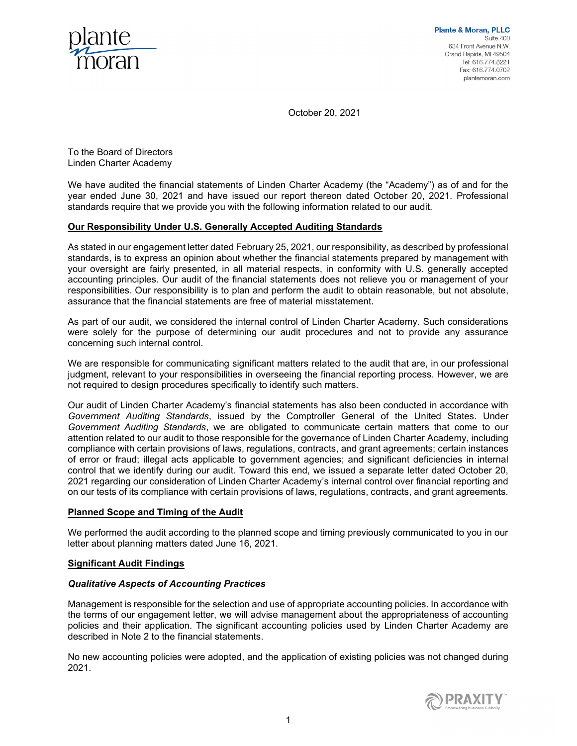Plante & Moran, PLLC
Suite 400
634 Front Avenue N.W.
Grand Rapids, MI 49504
Tel: 616.774.8221
Fax: 616.774.0702
plantemoran.com

October 20, 2021

To the Board of Directors
Linden Charter Academy

We have audited the financial statements of Linden Charter Academy (the "Academy") as of and for the year ended June 30, 2021 and have issued our report thereon dated October 20, 2021. Professional standards require that we provide you with the following information related to our audit.

**Our Responsibility Under U.S. Generally Accepted Auditing Standards**

As stated in our engagement letter dated February 25, 2021, our responsibility, as described by professional standards, is to express an opinion about whether the financial statements prepared by management with your oversight are fairly presented, in all material respects, in conformity with U.S. generally accepted accounting principles. Our audit of the financial statements does not relieve you or management of your responsibilities. Our responsibility is to plan and perform the audit to obtain reasonable, but not absolute, assurance that the financial statements are free of material misstatement.

As part of our audit, we considered the internal control of Linden Charter Academy. Such considerations were solely for the purpose of determining our audit procedures and not to provide any assurance concerning such internal control.

We are responsible for communicating significant matters related to the audit that are, in our professional judgment, relevant to your responsibilities in overseeing the financial reporting process. However, we are not required to design procedures specifically to identify such matters.

Our audit of Linden Charter Academy's financial statements has also been conducted in accordance with *Government Auditing Standards*, issued by the Comptroller General of the United States. Under *Government Auditing Standards*, we are obligated to communicate certain matters that come to our attention related to our audit to those responsible for the governance of Linden Charter Academy, including compliance with certain provisions of laws, regulations, contracts, and grant agreements; certain instances of error or fraud; illegal acts applicable to government agencies; and significant deficiencies in internal control that we identify during our audit. Toward this end, we issued a separate letter dated October 20, 2021 regarding our consideration of Linden Charter Academy's internal control over financial reporting and on our tests of its compliance with certain provisions of laws, regulations, contracts, and grant agreements.

**Planned Scope and Timing of the Audit**

We performed the audit according to the planned scope and timing previously communicated to you in our letter about planning matters dated June 16, 2021.

**Significant Audit Findings**

***Qualitative Aspects of Accounting Practices***

Management is responsible for the selection and use of appropriate accounting policies. In accordance with the terms of our engagement letter, we will advise management about the appropriateness of accounting policies and their application. The significant accounting policies used by Linden Charter Academy are described in Note 2 to the financial statements.

No new accounting policies were adopted, and the application of existing policies was not changed during 2021.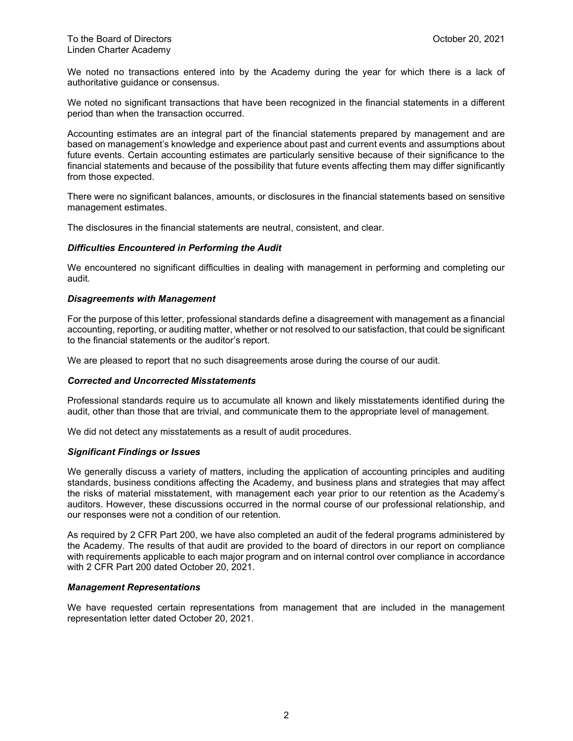To the Board of Directors
Linden Charter Academy

October 20, 2021

We noted no transactions entered into by the Academy during the year for which there is a lack of authoritative guidance or consensus.

We noted no significant transactions that have been recognized in the financial statements in a different period than when the transaction occurred.

Accounting estimates are an integral part of the financial statements prepared by management and are based on management's knowledge and experience about past and current events and assumptions about future events. Certain accounting estimates are particularly sensitive because of their significance to the financial statements and because of the possibility that future events affecting them may differ significantly from those expected.

There were no significant balances, amounts, or disclosures in the financial statements based on sensitive management estimates.

The disclosures in the financial statements are neutral, consistent, and clear.

***Difficulties Encountered in Performing the Audit***

We encountered no significant difficulties in dealing with management in performing and completing our audit.

***Disagreements with Management***

For the purpose of this letter, professional standards define a disagreement with management as a financial accounting, reporting, or auditing matter, whether or not resolved to our satisfaction, that could be significant to the financial statements or the auditor's report.

We are pleased to report that no such disagreements arose during the course of our audit.

***Corrected and Uncorrected Misstatements***

Professional standards require us to accumulate all known and likely misstatements identified during the audit, other than those that are trivial, and communicate them to the appropriate level of management.

We did not detect any misstatements as a result of audit procedures.

***Significant Findings or Issues***

We generally discuss a variety of matters, including the application of accounting principles and auditing standards, business conditions affecting the Academy, and business plans and strategies that may affect the risks of material misstatement, with management each year prior to our retention as the Academy's auditors. However, these discussions occurred in the normal course of our professional relationship, and our responses were not a condition of our retention.

As required by 2 CFR Part 200, we have also completed an audit of the federal programs administered by the Academy. The results of that audit are provided to the board of directors in our report on compliance with requirements applicable to each major program and on internal control over compliance in accordance with 2 CFR Part 200 dated October 20, 2021.

***Management Representations***

We have requested certain representations from management that are included in the management representation letter dated October 20, 2021.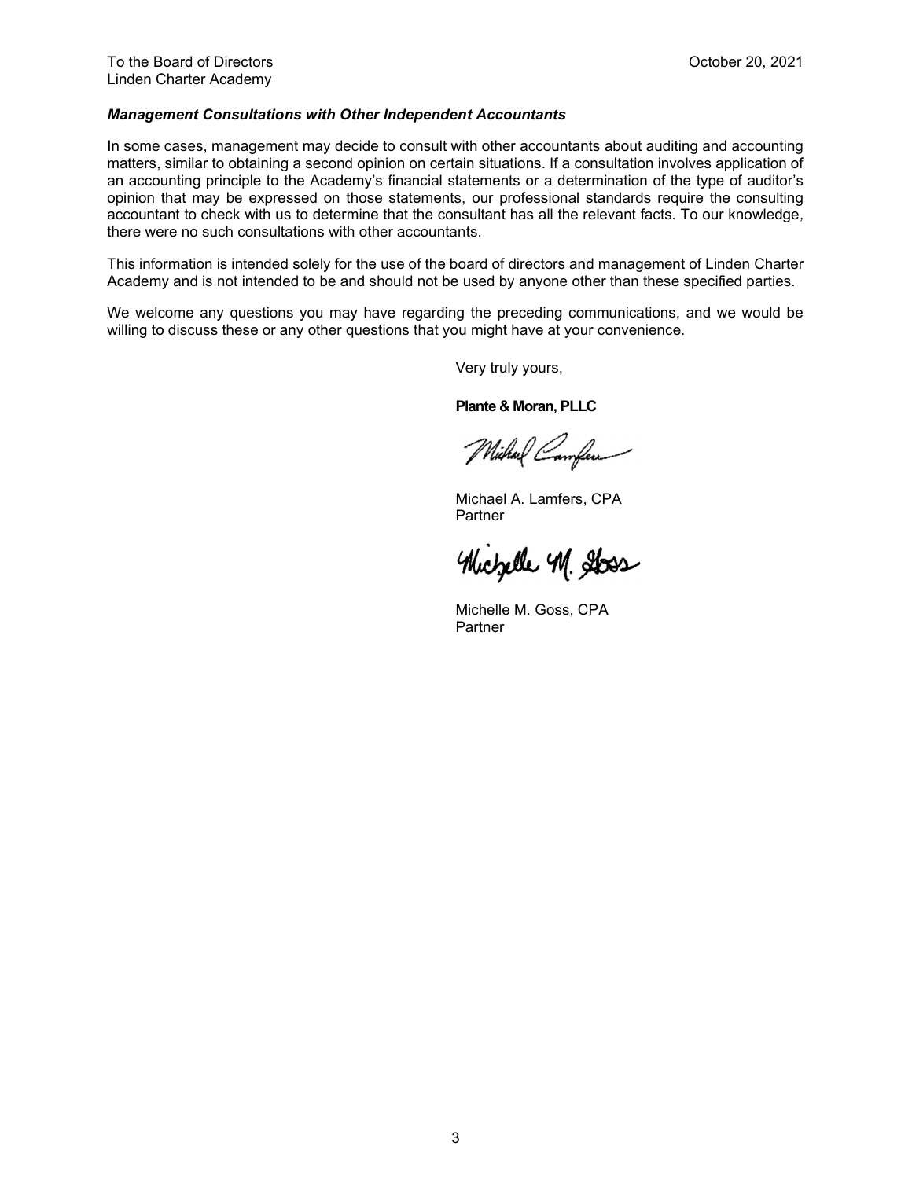To the Board of Directors
Linden Charter Academy

October 20, 2021

***Management Consultations with Other Independent Accountants***

In some cases, management may decide to consult with other accountants about auditing and accounting matters, similar to obtaining a second opinion on certain situations. If a consultation involves application of an accounting principle to the Academy's financial statements or a determination of the type of auditor's opinion that may be expressed on those statements, our professional standards require the consulting accountant to check with us to determine that the consultant has all the relevant facts. To our knowledge, there were no such consultations with other accountants.

This information is intended solely for the use of the board of directors and management of Linden Charter Academy and is not intended to be and should not be used by anyone other than these specified parties.

We welcome any questions you may have regarding the preceding communications, and we would be willing to discuss these or any other questions that you might have at your convenience.

Very truly yours,

**Plante & Moran, PLLC**

Michael A. Lamfers, CPA
Partner

Michelle M. Goss, CPA
Partner